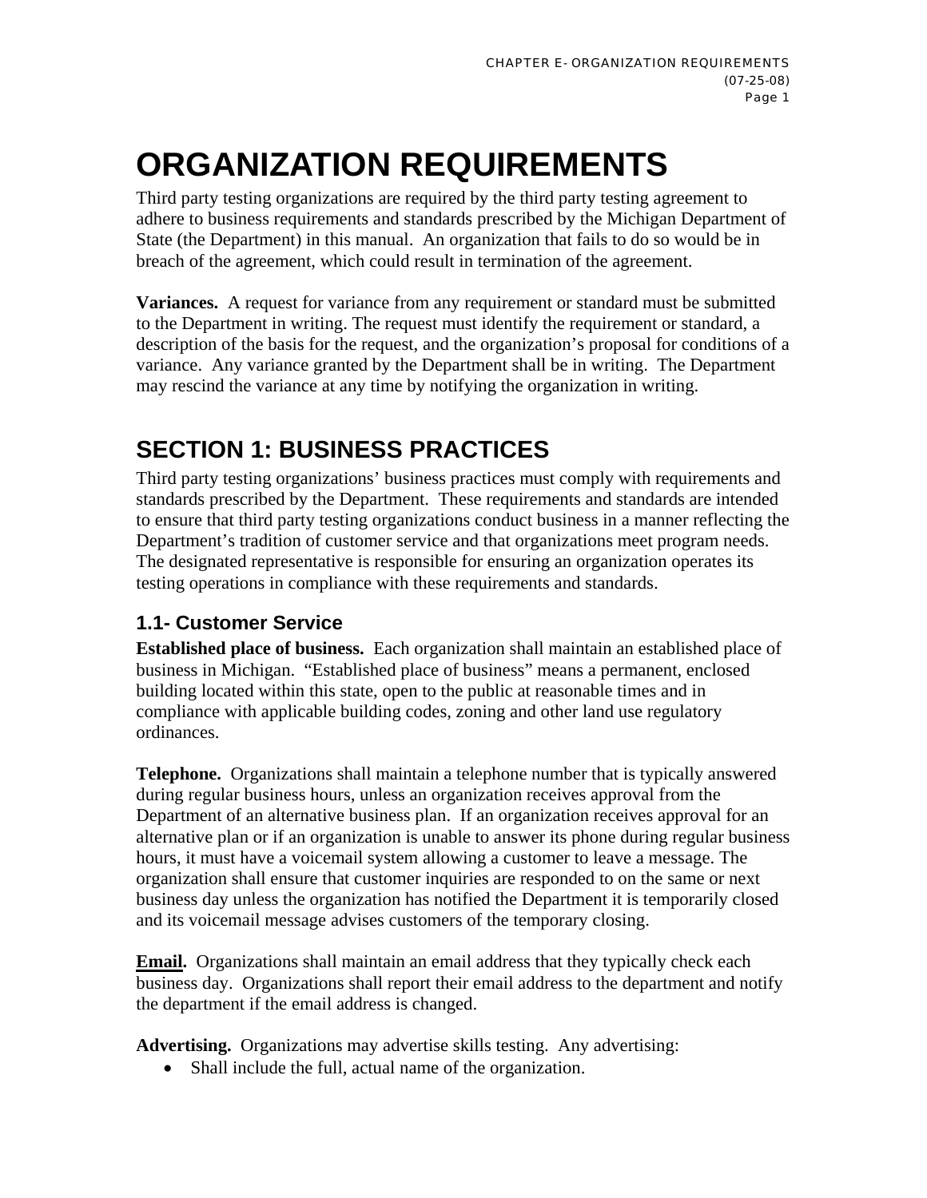# ORGANIZATION REQUIREMENTS

Third party testing organizations are required by the third party testing agreement to adhere to business requirements and standards prescribed by the Michigan Department of State (the Department) in this manual. An organization that fails to do so would be in breach of the agreement, which could result in termination of the agreement.

**Variances.** A request for variance from any requirement or standard must be submitted to the Department in writing. The request must identify the requirement or standard, a description of the basis for the request, and the organization's proposal for conditions of a variance. Any variance granted by the Department shall be in writing. The Department may rescind the variance at any time by notifying the organization in writing.

## SECTION 1: BUSINESS PRACTICES

Third party testing organizations' business practices must comply with requirements and standards prescribed by the Department. These requirements and standards are intended to ensure that third party testing organizations conduct business in a manner reflecting the Department's tradition of customer service and that organizations meet program needs. The designated representative is responsible for ensuring an organization operates its testing operations in compliance with these requirements and standards.

### 1.1- Customer Service

**Established place of business.** Each organization shall maintain an established place of business in Michigan. "Established place of business" means a permanent, enclosed building located within this state, open to the public at reasonable times and in compliance with applicable building codes, zoning and other land use regulatory ordinances.

**Telephone.** Organizations shall maintain a telephone number that is typically answered during regular business hours, unless an organization receives approval from the Department of an alternative business plan. If an organization receives approval for an alternative plan or if an organization is unable to answer its phone during regular business hours, it must have a voicemail system allowing a customer to leave a message. The organization shall ensure that customer inquiries are responded to on the same or next business day unless the organization has notified the Department it is temporarily closed and its voicemail message advises customers of the temporary closing.

**<u>Email</u>.** Organizations shall maintain an email address that they typically check each business day. Organizations shall report their email address to the department and notify the department if the email address is changed.

**Advertising.** Organizations may advertise skills testing. Any advertising:

- Shall include the full, actual name of the organization.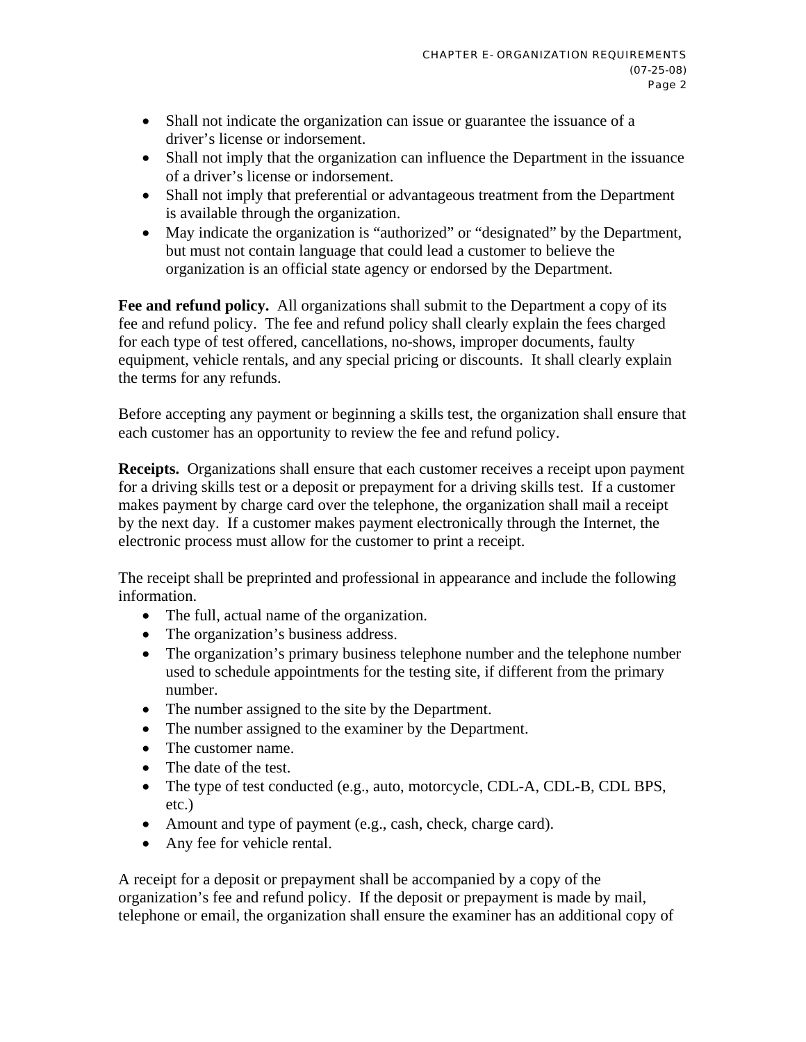- Shall not indicate the organization can issue or guarantee the issuance of a driver's license or indorsement.
- Shall not imply that the organization can influence the Department in the issuance of a driver's license or indorsement.
- Shall not imply that preferential or advantageous treatment from the Department is available through the organization.
- May indicate the organization is "authorized" or "designated" by the Department, but must not contain language that could lead a customer to believe the organization is an official state agency or endorsed by the Department.

**Fee and refund policy.** All organizations shall submit to the Department a copy of its fee and refund policy. The fee and refund policy shall clearly explain the fees charged for each type of test offered, cancellations, no-shows, improper documents, faulty equipment, vehicle rentals, and any special pricing or discounts. It shall clearly explain the terms for any refunds.

Before accepting any payment or beginning a skills test, the organization shall ensure that each customer has an opportunity to review the fee and refund policy.

**Receipts.** Organizations shall ensure that each customer receives a receipt upon payment for a driving skills test or a deposit or prepayment for a driving skills test. If a customer makes payment by charge card over the telephone, the organization shall mail a receipt by the next day. If a customer makes payment electronically through the Internet, the electronic process must allow for the customer to print a receipt.

The receipt shall be preprinted and professional in appearance and include the following information.

- The full, actual name of the organization.
- The organization's business address.
- The organization's primary business telephone number and the telephone number used to schedule appointments for the testing site, if different from the primary number.
- The number assigned to the site by the Department.
- The number assigned to the examiner by the Department.
- The customer name.
- The date of the test.
- The type of test conducted (e.g., auto, motorcycle, CDL-A, CDL-B, CDL BPS, etc.)
- Amount and type of payment (e.g., cash, check, charge card).
- Any fee for vehicle rental.

A receipt for a deposit or prepayment shall be accompanied by a copy of the organization's fee and refund policy. If the deposit or prepayment is made by mail, telephone or email, the organization shall ensure the examiner has an additional copy of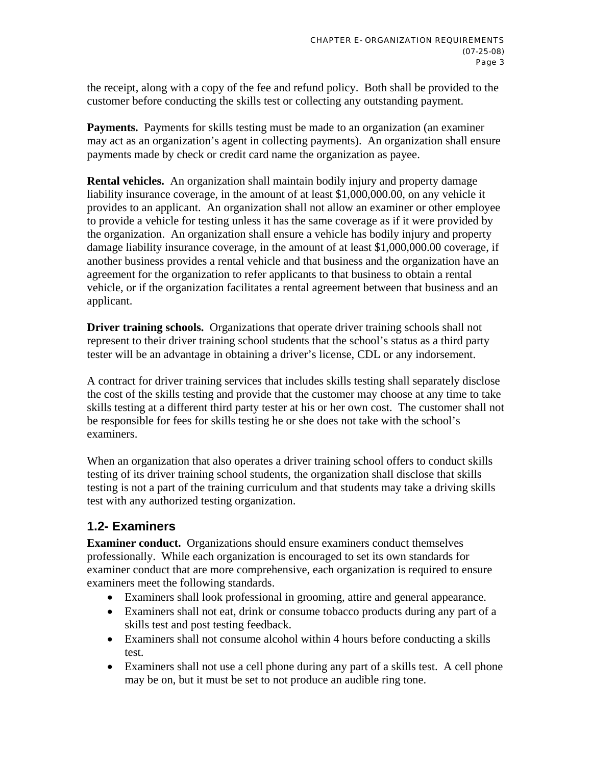the receipt, along with a copy of the fee and refund policy. Both shall be provided to the customer before conducting the skills test or collecting any outstanding payment.

**Payments.** Payments for skills testing must be made to an organization (an examiner may act as an organization's agent in collecting payments). An organization shall ensure payments made by check or credit card name the organization as payee.

**Rental vehicles.** An organization shall maintain bodily injury and property damage liability insurance coverage, in the amount of at least $1,000,000.00, on any vehicle it provides to an applicant. An organization shall not allow an examiner or other employee to provide a vehicle for testing unless it has the same coverage as if it were provided by the organization. An organization shall ensure a vehicle has bodily injury and property damage liability insurance coverage, in the amount of at least $1,000,000.00 coverage, if another business provides a rental vehicle and that business and the organization have an agreement for the organization to refer applicants to that business to obtain a rental vehicle, or if the organization facilitates a rental agreement between that business and an applicant.

**Driver training schools.** Organizations that operate driver training schools shall not represent to their driver training school students that the school's status as a third party tester will be an advantage in obtaining a driver's license, CDL or any indorsement.

A contract for driver training services that includes skills testing shall separately disclose the cost of the skills testing and provide that the customer may choose at any time to take skills testing at a different third party tester at his or her own cost. The customer shall not be responsible for fees for skills testing he or she does not take with the school's examiners.

When an organization that also operates a driver training school offers to conduct skills testing of its driver training school students, the organization shall disclose that skills testing is not a part of the training curriculum and that students may take a driving skills test with any authorized testing organization.

## 1.2- Examiners

**Examiner conduct.** Organizations should ensure examiners conduct themselves professionally. While each organization is encouraged to set its own standards for examiner conduct that are more comprehensive, each organization is required to ensure examiners meet the following standards.

- Examiners shall look professional in grooming, attire and general appearance.
- Examiners shall not eat, drink or consume tobacco products during any part of a skills test and post testing feedback.
- Examiners shall not consume alcohol within 4 hours before conducting a skills test.
- Examiners shall not use a cell phone during any part of a skills test. A cell phone may be on, but it must be set to not produce an audible ring tone.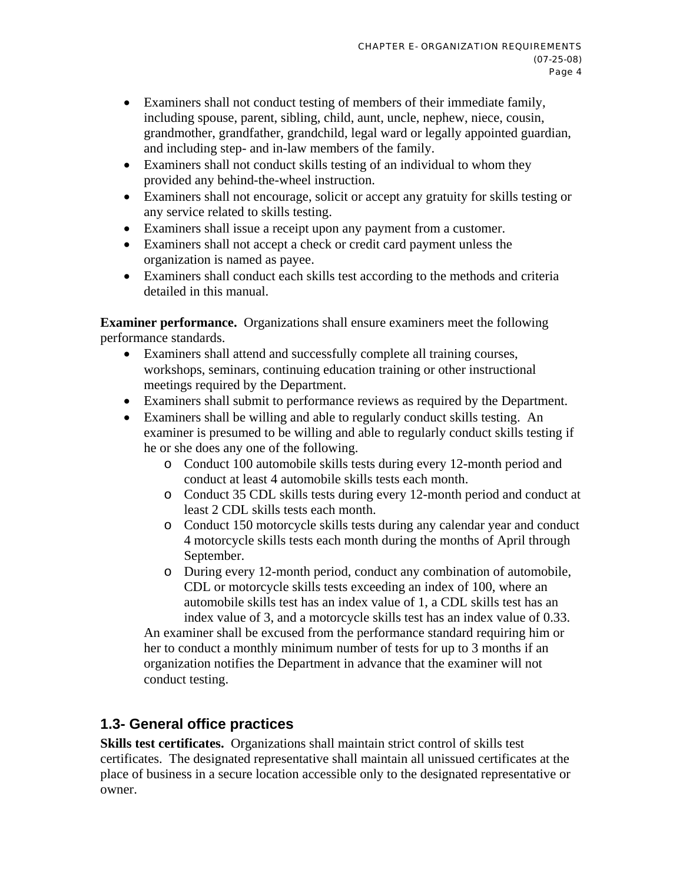- Examiners shall not conduct testing of members of their immediate family, including spouse, parent, sibling, child, aunt, uncle, nephew, niece, cousin, grandmother, grandfather, grandchild, legal ward or legally appointed guardian, and including step- and in-law members of the family.
- Examiners shall not conduct skills testing of an individual to whom they provided any behind-the-wheel instruction.
- Examiners shall not encourage, solicit or accept any gratuity for skills testing or any service related to skills testing.
- Examiners shall issue a receipt upon any payment from a customer.
- Examiners shall not accept a check or credit card payment unless the organization is named as payee.
- Examiners shall conduct each skills test according to the methods and criteria detailed in this manual.

**Examiner performance.** Organizations shall ensure examiners meet the following performance standards.

- Examiners shall attend and successfully complete all training courses, workshops, seminars, continuing education training or other instructional meetings required by the Department.
- Examiners shall submit to performance reviews as required by the Department.
- Examiners shall be willing and able to regularly conduct skills testing. An examiner is presumed to be willing and able to regularly conduct skills testing if he or she does any one of the following.
  - Conduct 100 automobile skills tests during every 12-month period and conduct at least 4 automobile skills tests each month.
  - Conduct 35 CDL skills tests during every 12-month period and conduct at least 2 CDL skills tests each month.
  - Conduct 150 motorcycle skills tests during any calendar year and conduct 4 motorcycle skills tests each month during the months of April through September.
  - During every 12-month period, conduct any combination of automobile, CDL or motorcycle skills tests exceeding an index of 100, where an automobile skills test has an index value of 1, a CDL skills test has an index value of 3, and a motorcycle skills test has an index value of 0.33.

  An examiner shall be excused from the performance standard requiring him or her to conduct a monthly minimum number of tests for up to 3 months if an organization notifies the Department in advance that the examiner will not conduct testing.

## 1.3- General office practices

**Skills test certificates.** Organizations shall maintain strict control of skills test certificates. The designated representative shall maintain all unissued certificates at the place of business in a secure location accessible only to the designated representative or owner.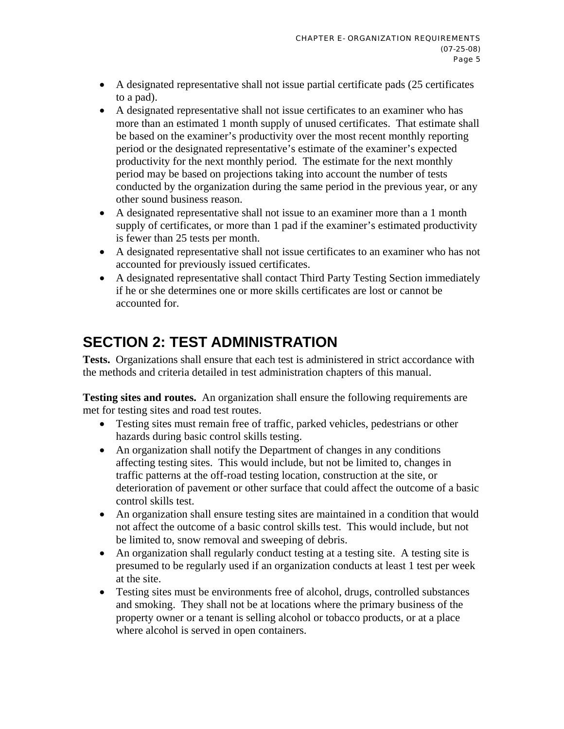- A designated representative shall not issue partial certificate pads (25 certificates to a pad).
- A designated representative shall not issue certificates to an examiner who has more than an estimated 1 month supply of unused certificates. That estimate shall be based on the examiner's productivity over the most recent monthly reporting period or the designated representative's estimate of the examiner's expected productivity for the next monthly period. The estimate for the next monthly period may be based on projections taking into account the number of tests conducted by the organization during the same period in the previous year, or any other sound business reason.
- A designated representative shall not issue to an examiner more than a 1 month supply of certificates, or more than 1 pad if the examiner's estimated productivity is fewer than 25 tests per month.
- A designated representative shall not issue certificates to an examiner who has not accounted for previously issued certificates.
- A designated representative shall contact Third Party Testing Section immediately if he or she determines one or more skills certificates are lost or cannot be accounted for.

## SECTION 2: TEST ADMINISTRATION

**Tests.** Organizations shall ensure that each test is administered in strict accordance with the methods and criteria detailed in test administration chapters of this manual.

**Testing sites and routes.** An organization shall ensure the following requirements are met for testing sites and road test routes.

- Testing sites must remain free of traffic, parked vehicles, pedestrians or other hazards during basic control skills testing.
- An organization shall notify the Department of changes in any conditions affecting testing sites. This would include, but not be limited to, changes in traffic patterns at the off-road testing location, construction at the site, or deterioration of pavement or other surface that could affect the outcome of a basic control skills test.
- An organization shall ensure testing sites are maintained in a condition that would not affect the outcome of a basic control skills test. This would include, but not be limited to, snow removal and sweeping of debris.
- An organization shall regularly conduct testing at a testing site. A testing site is presumed to be regularly used if an organization conducts at least 1 test per week at the site.
- Testing sites must be environments free of alcohol, drugs, controlled substances and smoking. They shall not be at locations where the primary business of the property owner or a tenant is selling alcohol or tobacco products, or at a place where alcohol is served in open containers.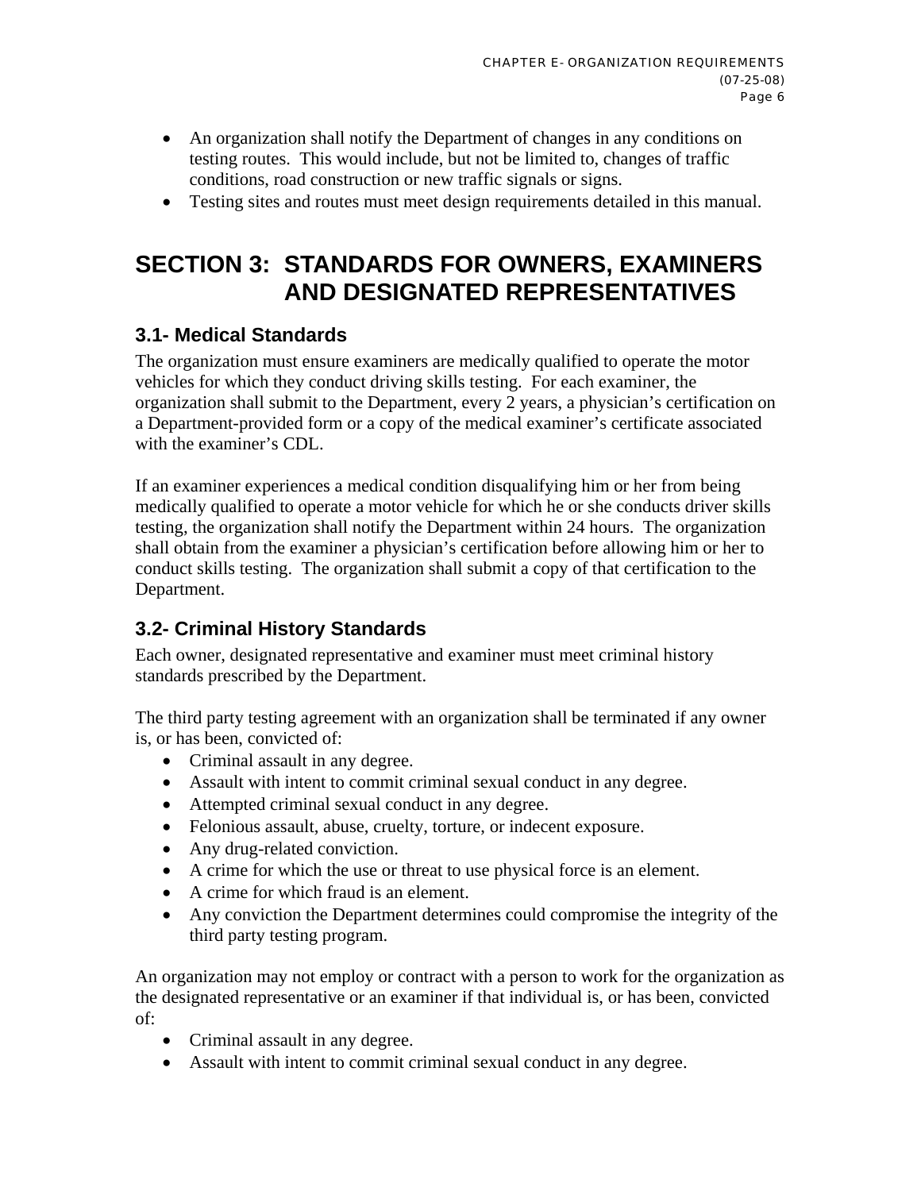- An organization shall notify the Department of changes in any conditions on testing routes. This would include, but not be limited to, changes of traffic conditions, road construction or new traffic signals or signs.
- Testing sites and routes must meet design requirements detailed in this manual.

# SECTION 3: STANDARDS FOR OWNERS, EXAMINERS AND DESIGNATED REPRESENTATIVES

## 3.1- Medical Standards

The organization must ensure examiners are medically qualified to operate the motor vehicles for which they conduct driving skills testing. For each examiner, the organization shall submit to the Department, every 2 years, a physician's certification on a Department-provided form or a copy of the medical examiner's certificate associated with the examiner's CDL.

If an examiner experiences a medical condition disqualifying him or her from being medically qualified to operate a motor vehicle for which he or she conducts driver skills testing, the organization shall notify the Department within 24 hours. The organization shall obtain from the examiner a physician's certification before allowing him or her to conduct skills testing. The organization shall submit a copy of that certification to the Department.

## 3.2- Criminal History Standards

Each owner, designated representative and examiner must meet criminal history standards prescribed by the Department.

The third party testing agreement with an organization shall be terminated if any owner is, or has been, convicted of:

- Criminal assault in any degree.
- Assault with intent to commit criminal sexual conduct in any degree.
- Attempted criminal sexual conduct in any degree.
- Felonious assault, abuse, cruelty, torture, or indecent exposure.
- Any drug-related conviction.
- A crime for which the use or threat to use physical force is an element.
- A crime for which fraud is an element.
- Any conviction the Department determines could compromise the integrity of the third party testing program.

An organization may not employ or contract with a person to work for the organization as the designated representative or an examiner if that individual is, or has been, convicted of:

- Criminal assault in any degree.
- Assault with intent to commit criminal sexual conduct in any degree.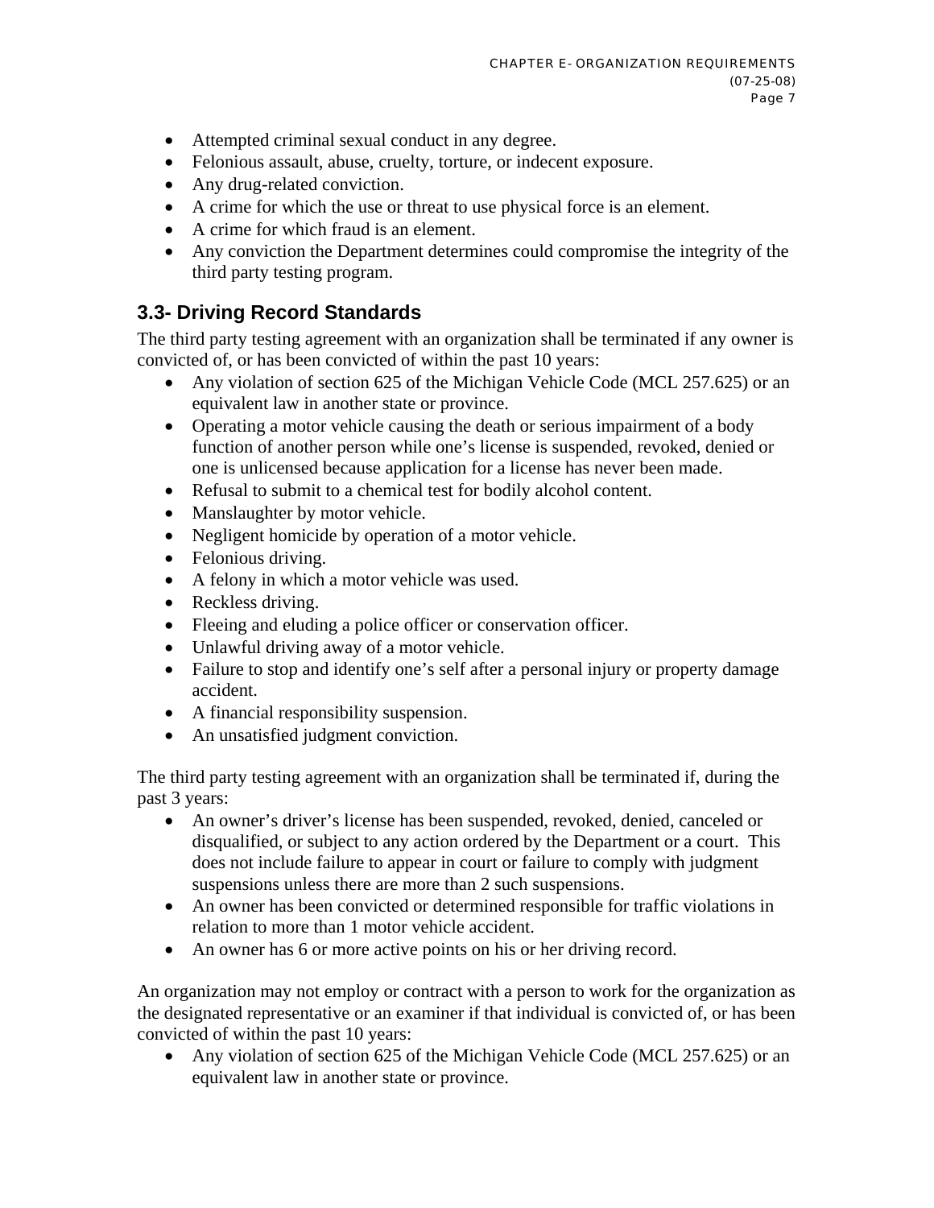- Attempted criminal sexual conduct in any degree.
- Felonious assault, abuse, cruelty, torture, or indecent exposure.
- Any drug-related conviction.
- A crime for which the use or threat to use physical force is an element.
- A crime for which fraud is an element.
- Any conviction the Department determines could compromise the integrity of the third party testing program.

## 3.3- Driving Record Standards

The third party testing agreement with an organization shall be terminated if any owner is convicted of, or has been convicted of within the past 10 years:

- Any violation of section 625 of the Michigan Vehicle Code (MCL 257.625) or an equivalent law in another state or province.
- Operating a motor vehicle causing the death or serious impairment of a body function of another person while one's license is suspended, revoked, denied or one is unlicensed because application for a license has never been made.
- Refusal to submit to a chemical test for bodily alcohol content.
- Manslaughter by motor vehicle.
- Negligent homicide by operation of a motor vehicle.
- Felonious driving.
- A felony in which a motor vehicle was used.
- Reckless driving.
- Fleeing and eluding a police officer or conservation officer.
- Unlawful driving away of a motor vehicle.
- Failure to stop and identify one's self after a personal injury or property damage accident.
- A financial responsibility suspension.
- An unsatisfied judgment conviction.

The third party testing agreement with an organization shall be terminated if, during the past 3 years:

- An owner's driver's license has been suspended, revoked, denied, canceled or disqualified, or subject to any action ordered by the Department or a court. This does not include failure to appear in court or failure to comply with judgment suspensions unless there are more than 2 such suspensions.
- An owner has been convicted or determined responsible for traffic violations in relation to more than 1 motor vehicle accident.
- An owner has 6 or more active points on his or her driving record.

An organization may not employ or contract with a person to work for the organization as the designated representative or an examiner if that individual is convicted of, or has been convicted of within the past 10 years:

- Any violation of section 625 of the Michigan Vehicle Code (MCL 257.625) or an equivalent law in another state or province.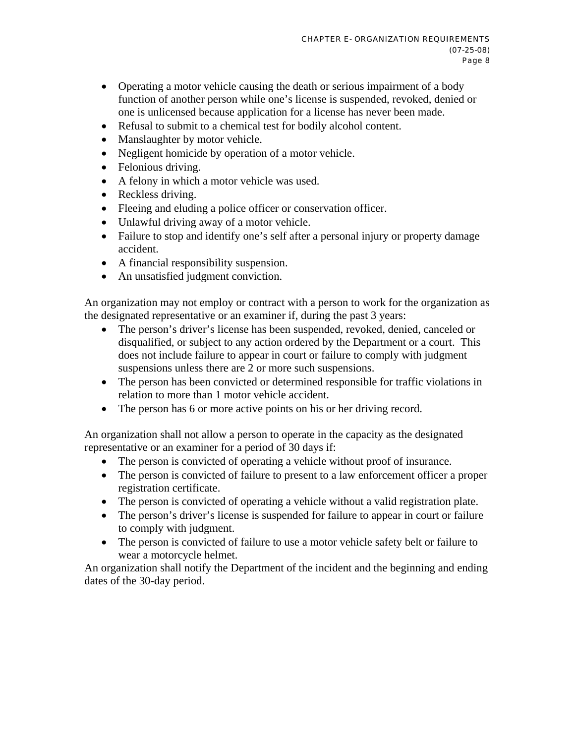- Operating a motor vehicle causing the death or serious impairment of a body function of another person while one's license is suspended, revoked, denied or one is unlicensed because application for a license has never been made.
- Refusal to submit to a chemical test for bodily alcohol content.
- Manslaughter by motor vehicle.
- Negligent homicide by operation of a motor vehicle.
- Felonious driving.
- A felony in which a motor vehicle was used.
- Reckless driving.
- Fleeing and eluding a police officer or conservation officer.
- Unlawful driving away of a motor vehicle.
- Failure to stop and identify one's self after a personal injury or property damage accident.
- A financial responsibility suspension.
- An unsatisfied judgment conviction.

An organization may not employ or contract with a person to work for the organization as the designated representative or an examiner if, during the past 3 years:

- The person's driver's license has been suspended, revoked, denied, canceled or disqualified, or subject to any action ordered by the Department or a court. This does not include failure to appear in court or failure to comply with judgment suspensions unless there are 2 or more such suspensions.
- The person has been convicted or determined responsible for traffic violations in relation to more than 1 motor vehicle accident.
- The person has 6 or more active points on his or her driving record.

An organization shall not allow a person to operate in the capacity as the designated representative or an examiner for a period of 30 days if:

- The person is convicted of operating a vehicle without proof of insurance.
- The person is convicted of failure to present to a law enforcement officer a proper registration certificate.
- The person is convicted of operating a vehicle without a valid registration plate.
- The person's driver's license is suspended for failure to appear in court or failure to comply with judgment.
- The person is convicted of failure to use a motor vehicle safety belt or failure to wear a motorcycle helmet.

An organization shall notify the Department of the incident and the beginning and ending dates of the 30-day period.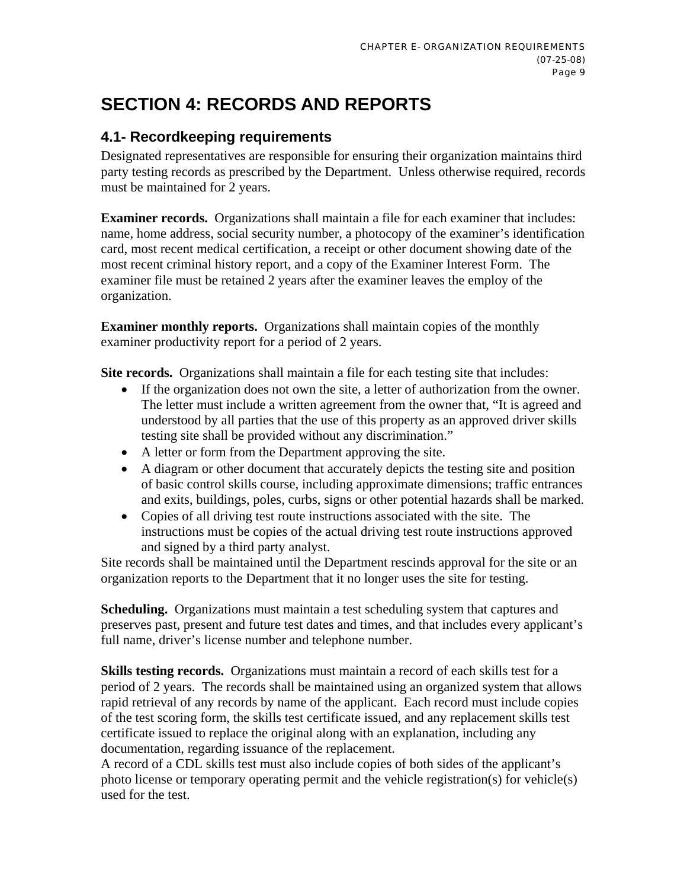# SECTION 4: RECORDS AND REPORTS

## 4.1- Recordkeeping requirements

Designated representatives are responsible for ensuring their organization maintains third party testing records as prescribed by the Department. Unless otherwise required, records must be maintained for 2 years.

**Examiner records.** Organizations shall maintain a file for each examiner that includes: name, home address, social security number, a photocopy of the examiner's identification card, most recent medical certification, a receipt or other document showing date of the most recent criminal history report, and a copy of the Examiner Interest Form. The examiner file must be retained 2 years after the examiner leaves the employ of the organization.

**Examiner monthly reports.** Organizations shall maintain copies of the monthly examiner productivity report for a period of 2 years.

**Site records.** Organizations shall maintain a file for each testing site that includes:

- If the organization does not own the site, a letter of authorization from the owner. The letter must include a written agreement from the owner that, "It is agreed and understood by all parties that the use of this property as an approved driver skills testing site shall be provided without any discrimination."
- A letter or form from the Department approving the site.
- A diagram or other document that accurately depicts the testing site and position of basic control skills course, including approximate dimensions; traffic entrances and exits, buildings, poles, curbs, signs or other potential hazards shall be marked.
- Copies of all driving test route instructions associated with the site. The instructions must be copies of the actual driving test route instructions approved and signed by a third party analyst.

Site records shall be maintained until the Department rescinds approval for the site or an organization reports to the Department that it no longer uses the site for testing.

**Scheduling.** Organizations must maintain a test scheduling system that captures and preserves past, present and future test dates and times, and that includes every applicant's full name, driver's license number and telephone number.

**Skills testing records.** Organizations must maintain a record of each skills test for a period of 2 years. The records shall be maintained using an organized system that allows rapid retrieval of any records by name of the applicant. Each record must include copies of the test scoring form, the skills test certificate issued, and any replacement skills test certificate issued to replace the original along with an explanation, including any documentation, regarding issuance of the replacement.

A record of a CDL skills test must also include copies of both sides of the applicant's photo license or temporary operating permit and the vehicle registration(s) for vehicle(s) used for the test.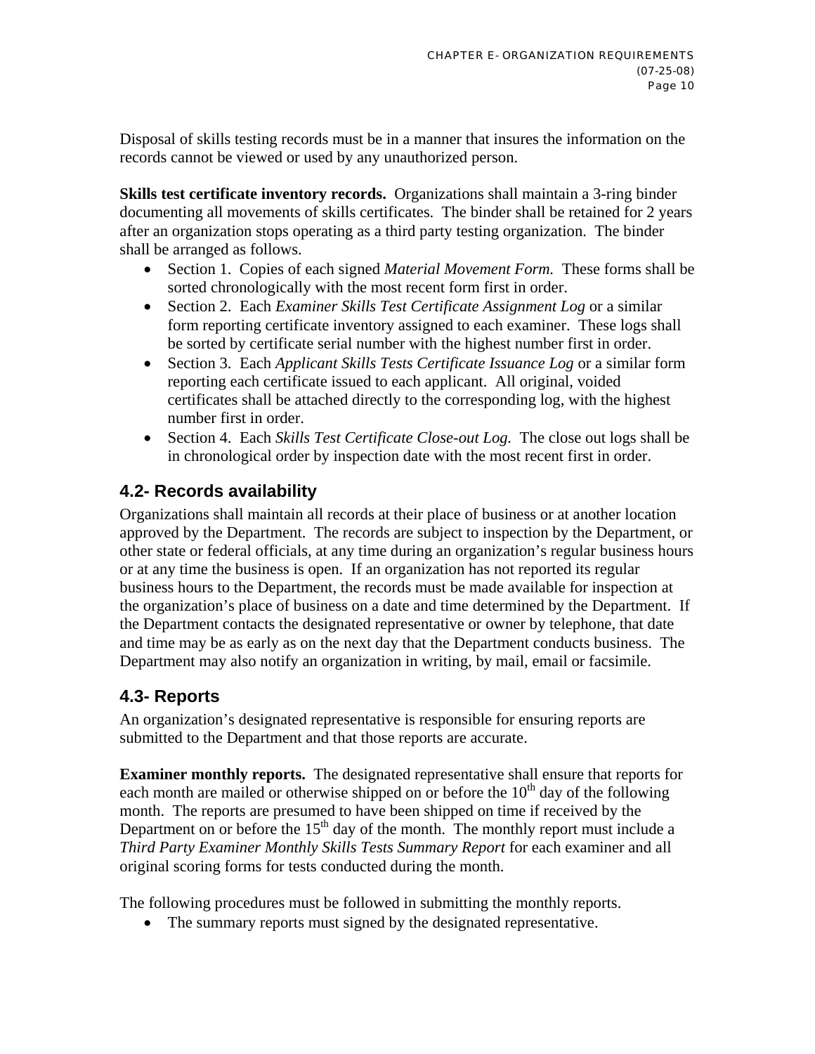Disposal of skills testing records must be in a manner that insures the information on the records cannot be viewed or used by any unauthorized person.

**Skills test certificate inventory records.** Organizations shall maintain a 3-ring binder documenting all movements of skills certificates. The binder shall be retained for 2 years after an organization stops operating as a third party testing organization. The binder shall be arranged as follows.

- Section 1. Copies of each signed *Material Movement Form.* These forms shall be sorted chronologically with the most recent form first in order.
- Section 2. Each *Examiner Skills Test Certificate Assignment Log* or a similar form reporting certificate inventory assigned to each examiner. These logs shall be sorted by certificate serial number with the highest number first in order.
- Section 3. Each *Applicant Skills Tests Certificate Issuance Log* or a similar form reporting each certificate issued to each applicant. All original, voided certificates shall be attached directly to the corresponding log, with the highest number first in order.
- Section 4. Each *Skills Test Certificate Close-out Log.* The close out logs shall be in chronological order by inspection date with the most recent first in order.

## 4.2- Records availability

Organizations shall maintain all records at their place of business or at another location approved by the Department. The records are subject to inspection by the Department, or other state or federal officials, at any time during an organization's regular business hours or at any time the business is open. If an organization has not reported its regular business hours to the Department, the records must be made available for inspection at the organization's place of business on a date and time determined by the Department. If the Department contacts the designated representative or owner by telephone, that date and time may be as early as on the next day that the Department conducts business. The Department may also notify an organization in writing, by mail, email or facsimile.

## 4.3- Reports

An organization's designated representative is responsible for ensuring reports are submitted to the Department and that those reports are accurate.

**Examiner monthly reports.** The designated representative shall ensure that reports for each month are mailed or otherwise shipped on or before the 10th day of the following month. The reports are presumed to have been shipped on time if received by the Department on or before the 15th day of the month. The monthly report must include a *Third Party Examiner Monthly Skills Tests Summary Report* for each examiner and all original scoring forms for tests conducted during the month.

The following procedures must be followed in submitting the monthly reports.

- The summary reports must signed by the designated representative.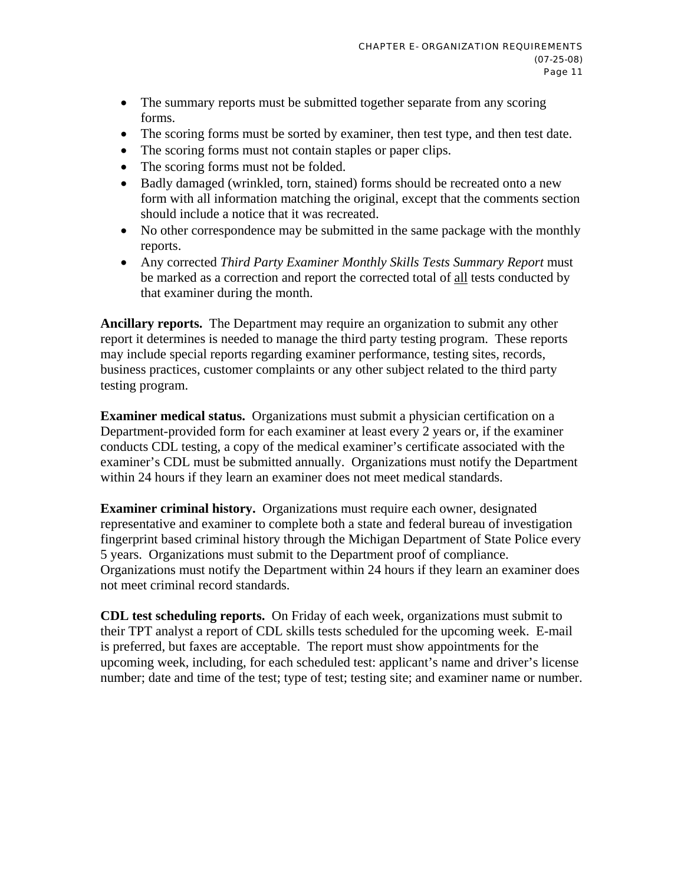- The summary reports must be submitted together separate from any scoring forms.
- The scoring forms must be sorted by examiner, then test type, and then test date.
- The scoring forms must not contain staples or paper clips.
- The scoring forms must not be folded.
- Badly damaged (wrinkled, torn, stained) forms should be recreated onto a new form with all information matching the original, except that the comments section should include a notice that it was recreated.
- No other correspondence may be submitted in the same package with the monthly reports.
- Any corrected *Third Party Examiner Monthly Skills Tests Summary Report* must be marked as a correction and report the corrected total of <u>all</u> tests conducted by that examiner during the month.

**Ancillary reports.** The Department may require an organization to submit any other report it determines is needed to manage the third party testing program. These reports may include special reports regarding examiner performance, testing sites, records, business practices, customer complaints or any other subject related to the third party testing program.

**Examiner medical status.** Organizations must submit a physician certification on a Department-provided form for each examiner at least every 2 years or, if the examiner conducts CDL testing, a copy of the medical examiner's certificate associated with the examiner's CDL must be submitted annually. Organizations must notify the Department within 24 hours if they learn an examiner does not meet medical standards.

**Examiner criminal history.** Organizations must require each owner, designated representative and examiner to complete both a state and federal bureau of investigation fingerprint based criminal history through the Michigan Department of State Police every 5 years. Organizations must submit to the Department proof of compliance. Organizations must notify the Department within 24 hours if they learn an examiner does not meet criminal record standards.

**CDL test scheduling reports.** On Friday of each week, organizations must submit to their TPT analyst a report of CDL skills tests scheduled for the upcoming week. E-mail is preferred, but faxes are acceptable. The report must show appointments for the upcoming week, including, for each scheduled test: applicant's name and driver's license number; date and time of the test; type of test; testing site; and examiner name or number.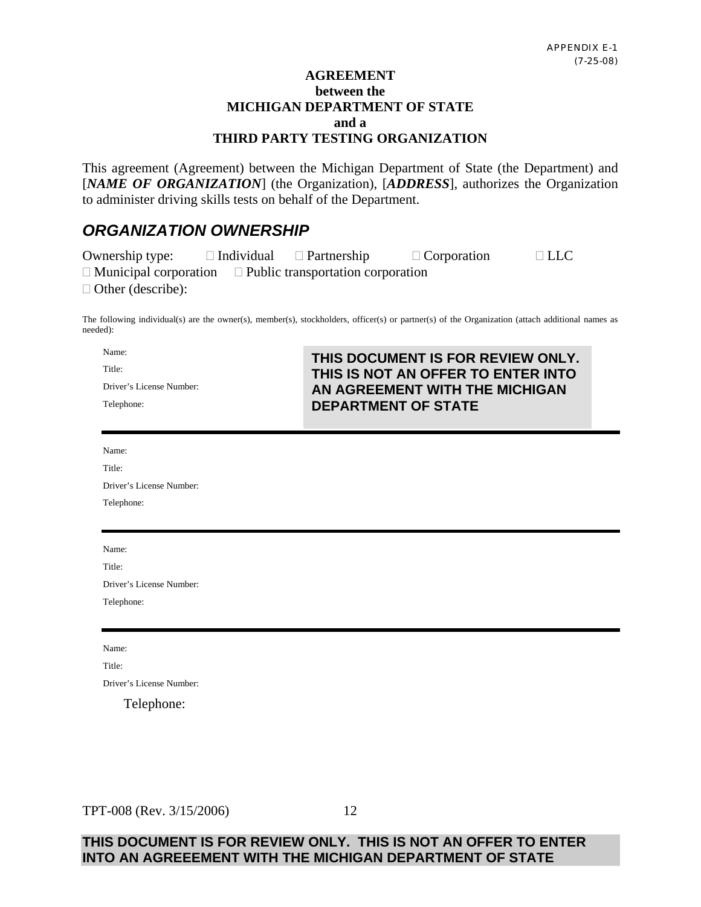APPENDIX E-1
(7-25-08)

**AGREEMENT**
**between the**
**MICHIGAN DEPARTMENT OF STATE**
**and a**
**THIRD PARTY TESTING ORGANIZATION**

This agreement (Agreement) between the Michigan Department of State (the Department) and [***NAME OF ORGANIZATION***] (the Organization), [***ADDRESS***], authorizes the Organization to administer driving skills tests on behalf of the Department.

## *ORGANIZATION OWNERSHIP*

Ownership type: ☐ Individual ☐ Partnership ☐ Corporation ☐ LLC
☐ Municipal corporation ☐ Public transportation corporation
☐ Other (describe):

The following individual(s) are the owner(s), member(s), stockholders, officer(s) or partner(s) of the Organization (attach additional names as needed):

Name:
Title:
Driver's License Number:
Telephone:

**THIS DOCUMENT IS FOR REVIEW ONLY. THIS IS NOT AN OFFER TO ENTER INTO AN AGREEMENT WITH THE MICHIGAN DEPARTMENT OF STATE**

---

Name:
Title:
Driver's License Number:
Telephone:

---

Name:
Title:
Driver's License Number:
Telephone:

---

Name:
Title:
Driver's License Number:
Telephone:

TPT-008 (Rev. 3/15/2006)

**THIS DOCUMENT IS FOR REVIEW ONLY. THIS IS NOT AN OFFER TO ENTER INTO AN AGREEEMENT WITH THE MICHIGAN DEPARTMENT OF STATE**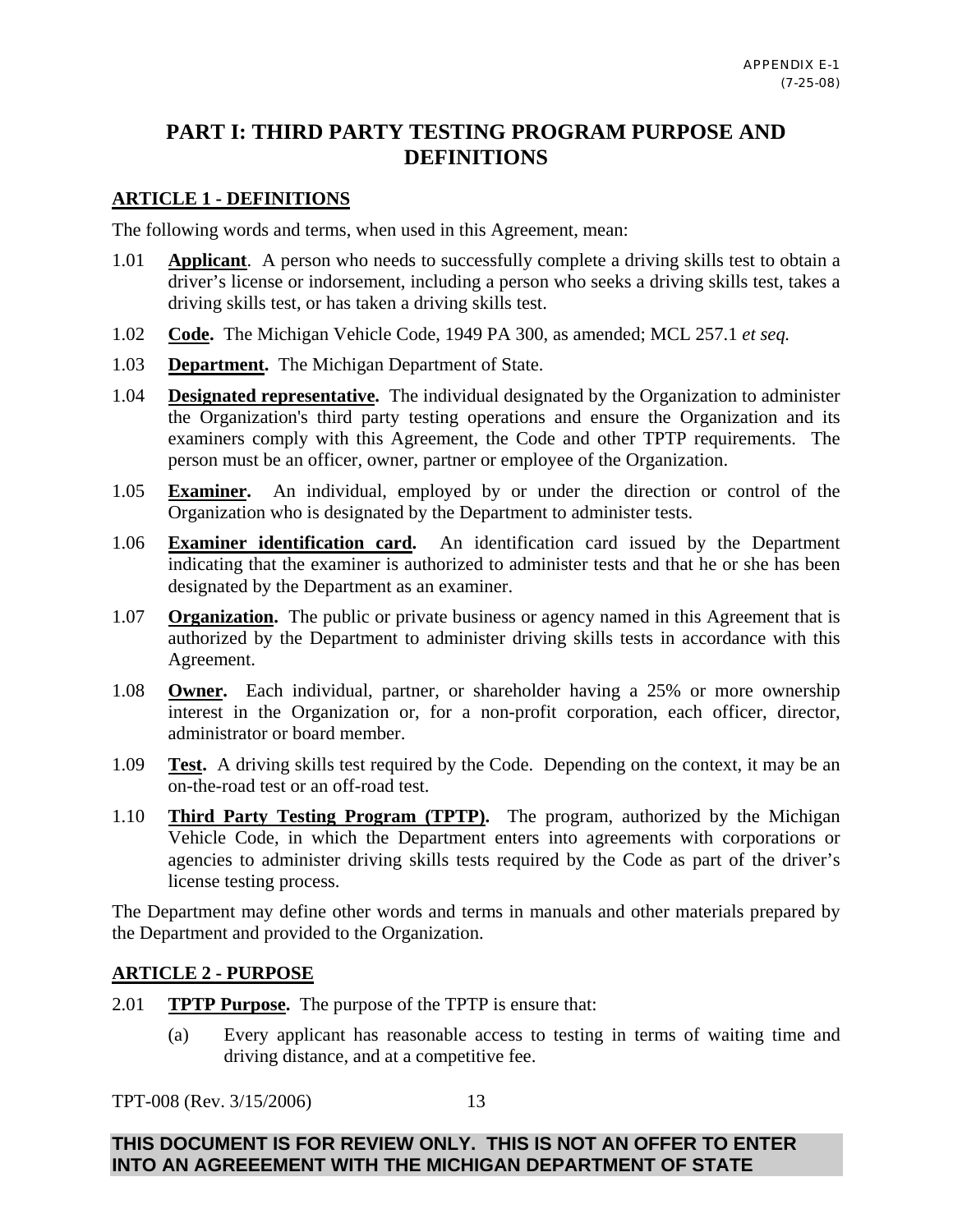# PART I: THIRD PARTY TESTING PROGRAM PURPOSE AND DEFINITIONS

## ARTICLE 1 - DEFINITIONS

The following words and terms, when used in this Agreement, mean:

1.01 **Applicant**. A person who needs to successfully complete a driving skills test to obtain a driver's license or indorsement, including a person who seeks a driving skills test, takes a driving skills test, or has taken a driving skills test.

1.02 **Code.** The Michigan Vehicle Code, 1949 PA 300, as amended; MCL 257.1 *et seq.*

1.03 **Department.** The Michigan Department of State.

1.04 **Designated representative.** The individual designated by the Organization to administer the Organization's third party testing operations and ensure the Organization and its examiners comply with this Agreement, the Code and other TPTP requirements. The person must be an officer, owner, partner or employee of the Organization.

1.05 **Examiner.** An individual, employed by or under the direction or control of the Organization who is designated by the Department to administer tests.

1.06 **Examiner identification card.** An identification card issued by the Department indicating that the examiner is authorized to administer tests and that he or she has been designated by the Department as an examiner.

1.07 **Organization.** The public or private business or agency named in this Agreement that is authorized by the Department to administer driving skills tests in accordance with this Agreement.

1.08 **Owner.** Each individual, partner, or shareholder having a 25% or more ownership interest in the Organization or, for a non-profit corporation, each officer, director, administrator or board member.

1.09 **Test.** A driving skills test required by the Code. Depending on the context, it may be an on-the-road test or an off-road test.

1.10 **Third Party Testing Program (TPTP).** The program, authorized by the Michigan Vehicle Code, in which the Department enters into agreements with corporations or agencies to administer driving skills tests required by the Code as part of the driver's license testing process.

The Department may define other words and terms in manuals and other materials prepared by the Department and provided to the Organization.

## ARTICLE 2 - PURPOSE

2.01 **TPTP Purpose.** The purpose of the TPTP is ensure that:

(a) Every applicant has reasonable access to testing in terms of waiting time and driving distance, and at a competitive fee.

**THIS DOCUMENT IS FOR REVIEW ONLY. THIS IS NOT AN OFFER TO ENTER INTO AN AGREEEMENT WITH THE MICHIGAN DEPARTMENT OF STATE**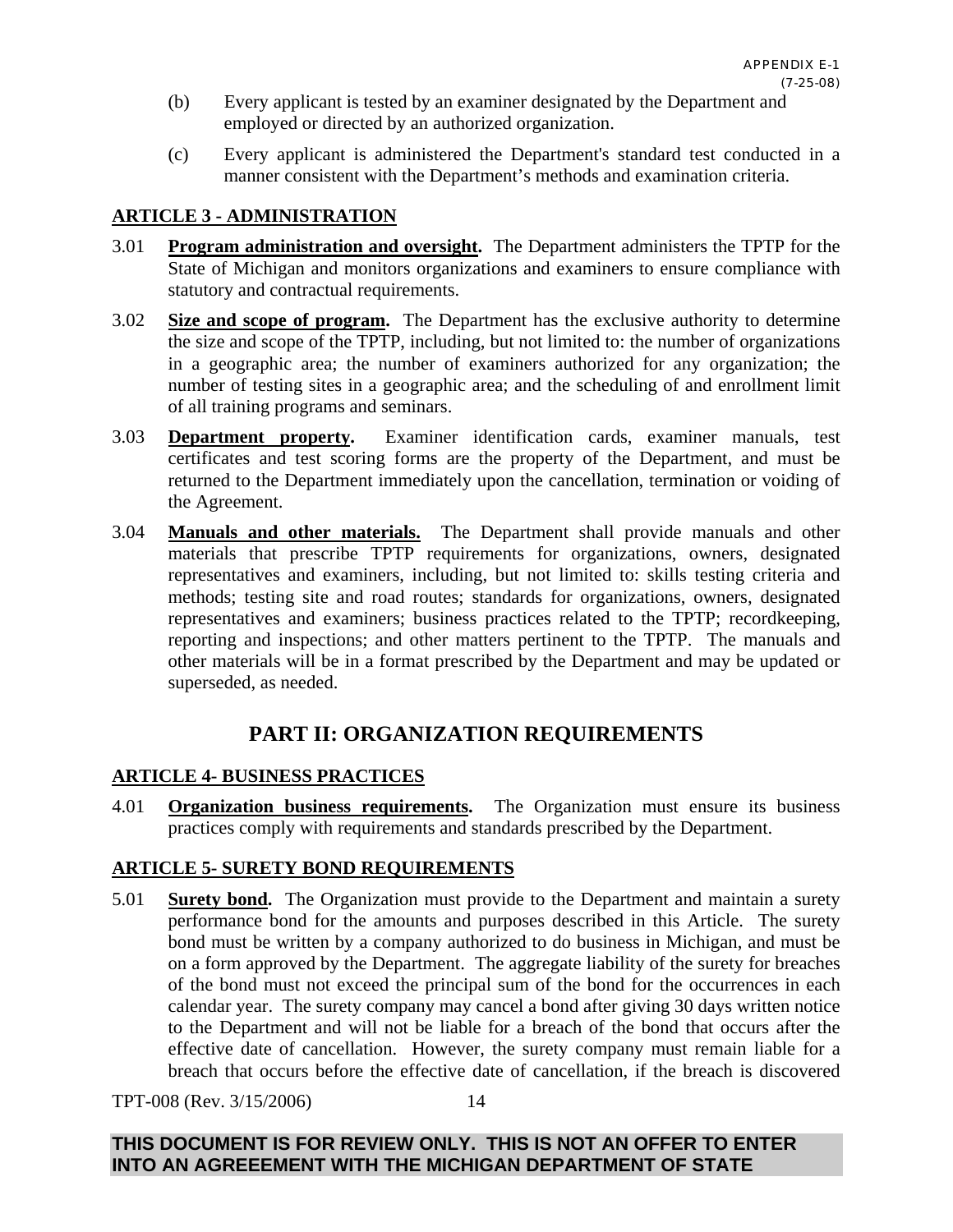(b) Every applicant is tested by an examiner designated by the Department and employed or directed by an authorized organization.

(c) Every applicant is administered the Department's standard test conducted in a manner consistent with the Department's methods and examination criteria.

## ARTICLE 3 - ADMINISTRATION

3.01 **Program administration and oversight.** The Department administers the TPTP for the State of Michigan and monitors organizations and examiners to ensure compliance with statutory and contractual requirements.

3.02 **Size and scope of program.** The Department has the exclusive authority to determine the size and scope of the TPTP, including, but not limited to: the number of organizations in a geographic area; the number of examiners authorized for any organization; the number of testing sites in a geographic area; and the scheduling of and enrollment limit of all training programs and seminars.

3.03 **Department property.** Examiner identification cards, examiner manuals, test certificates and test scoring forms are the property of the Department, and must be returned to the Department immediately upon the cancellation, termination or voiding of the Agreement.

3.04 **Manuals and other materials.** The Department shall provide manuals and other materials that prescribe TPTP requirements for organizations, owners, designated representatives and examiners, including, but not limited to: skills testing criteria and methods; testing site and road routes; standards for organizations, owners, designated representatives and examiners; business practices related to the TPTP; recordkeeping, reporting and inspections; and other matters pertinent to the TPTP. The manuals and other materials will be in a format prescribed by the Department and may be updated or superseded, as needed.

# PART II: ORGANIZATION REQUIREMENTS

## ARTICLE 4- BUSINESS PRACTICES

4.01 **Organization business requirements.** The Organization must ensure its business practices comply with requirements and standards prescribed by the Department.

## ARTICLE 5- SURETY BOND REQUIREMENTS

5.01 **Surety bond.** The Organization must provide to the Department and maintain a surety performance bond for the amounts and purposes described in this Article. The surety bond must be written by a company authorized to do business in Michigan, and must be on a form approved by the Department. The aggregate liability of the surety for breaches of the bond must not exceed the principal sum of the bond for the occurrences in each calendar year. The surety company may cancel a bond after giving 30 days written notice to the Department and will not be liable for a breach of the bond that occurs after the effective date of cancellation. However, the surety company must remain liable for a breach that occurs before the effective date of cancellation, if the breach is discovered

**THIS DOCUMENT IS FOR REVIEW ONLY. THIS IS NOT AN OFFER TO ENTER INTO AN AGREEEMENT WITH THE MICHIGAN DEPARTMENT OF STATE**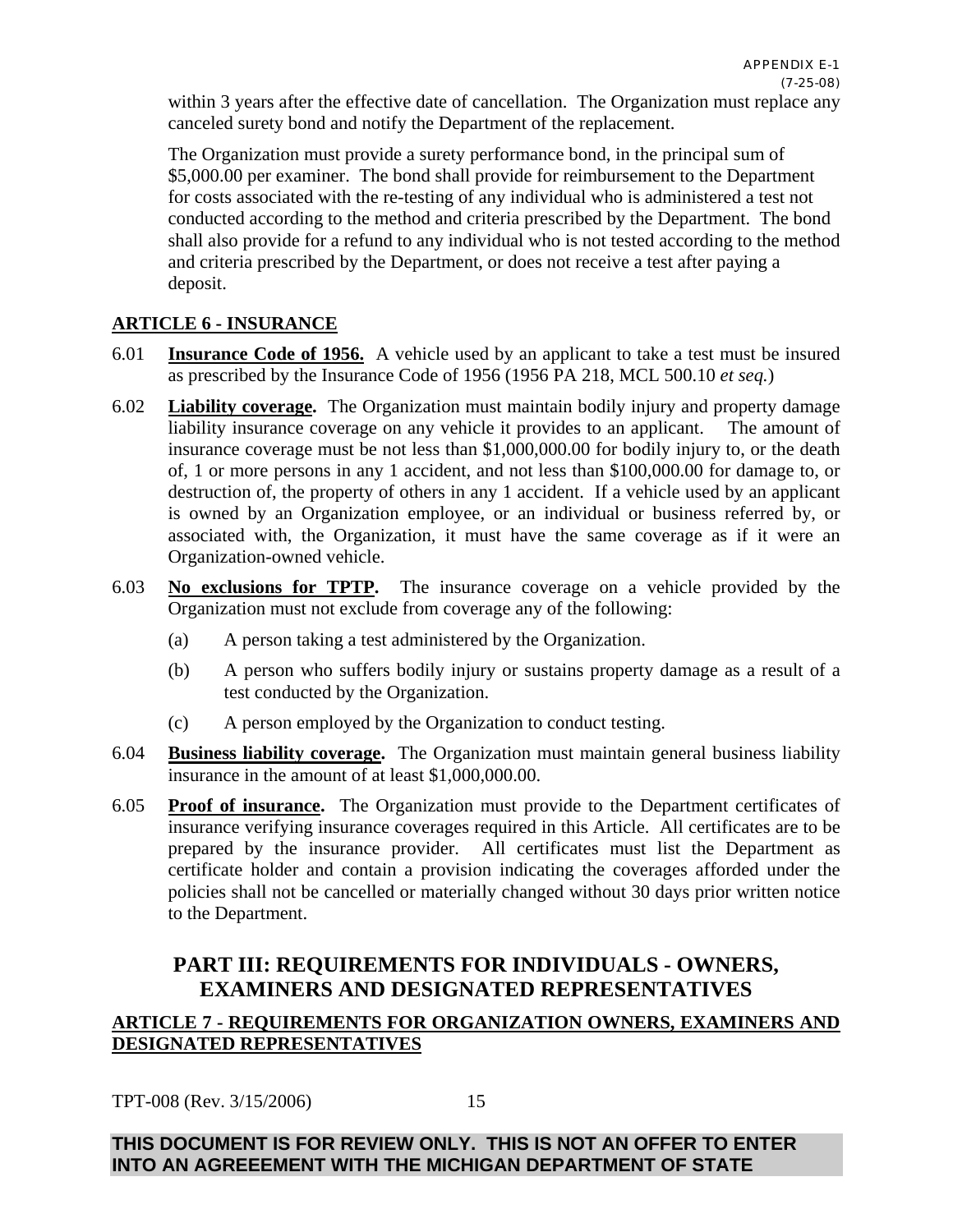within 3 years after the effective date of cancellation. The Organization must replace any canceled surety bond and notify the Department of the replacement.

The Organization must provide a surety performance bond, in the principal sum of $5,000.00 per examiner. The bond shall provide for reimbursement to the Department for costs associated with the re-testing of any individual who is administered a test not conducted according to the method and criteria prescribed by the Department. The bond shall also provide for a refund to any individual who is not tested according to the method and criteria prescribed by the Department, or does not receive a test after paying a deposit.

## ARTICLE 6 - INSURANCE

6.01 **Insurance Code of 1956.** A vehicle used by an applicant to take a test must be insured as prescribed by the Insurance Code of 1956 (1956 PA 218, MCL 500.10 *et seq.*)

6.02 **Liability coverage.** The Organization must maintain bodily injury and property damage liability insurance coverage on any vehicle it provides to an applicant. The amount of insurance coverage must be not less than $1,000,000.00 for bodily injury to, or the death of, 1 or more persons in any 1 accident, and not less than $100,000.00 for damage to, or destruction of, the property of others in any 1 accident. If a vehicle used by an applicant is owned by an Organization employee, or an individual or business referred by, or associated with, the Organization, it must have the same coverage as if it were an Organization-owned vehicle.

6.03 **No exclusions for TPTP.** The insurance coverage on a vehicle provided by the Organization must not exclude from coverage any of the following:

(a) A person taking a test administered by the Organization.

(b) A person who suffers bodily injury or sustains property damage as a result of a test conducted by the Organization.

(c) A person employed by the Organization to conduct testing.

6.04 **Business liability coverage.** The Organization must maintain general business liability insurance in the amount of at least $1,000,000.00.

6.05 **Proof of insurance.** The Organization must provide to the Department certificates of insurance verifying insurance coverages required in this Article. All certificates are to be prepared by the insurance provider. All certificates must list the Department as certificate holder and contain a provision indicating the coverages afforded under the policies shall not be cancelled or materially changed without 30 days prior written notice to the Department.

# PART III: REQUIREMENTS FOR INDIVIDUALS - OWNERS, EXAMINERS AND DESIGNATED REPRESENTATIVES

## ARTICLE 7 - REQUIREMENTS FOR ORGANIZATION OWNERS, EXAMINERS AND DESIGNATED REPRESENTATIVES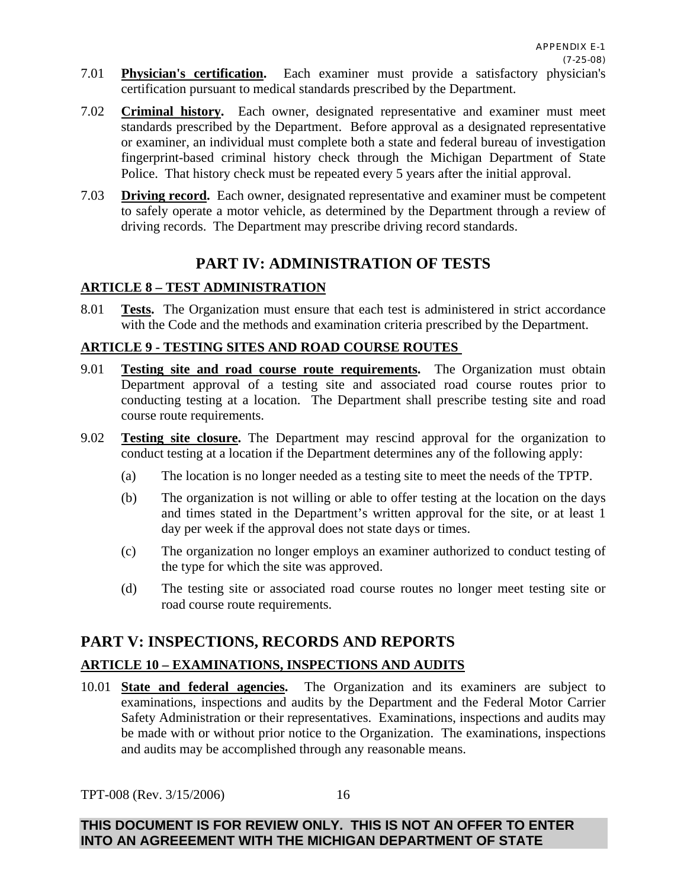7.01 **Physician's certification.** Each examiner must provide a satisfactory physician's certification pursuant to medical standards prescribed by the Department.

7.02 **Criminal history.** Each owner, designated representative and examiner must meet standards prescribed by the Department. Before approval as a designated representative or examiner, an individual must complete both a state and federal bureau of investigation fingerprint-based criminal history check through the Michigan Department of State Police. That history check must be repeated every 5 years after the initial approval.

7.03 **Driving record.** Each owner, designated representative and examiner must be competent to safely operate a motor vehicle, as determined by the Department through a review of driving records. The Department may prescribe driving record standards.

# PART IV: ADMINISTRATION OF TESTS

## ARTICLE 8 – TEST ADMINISTRATION

8.01 **Tests.** The Organization must ensure that each test is administered in strict accordance with the Code and the methods and examination criteria prescribed by the Department.

## ARTICLE 9 - TESTING SITES AND ROAD COURSE ROUTES

9.01 **Testing site and road course route requirements.** The Organization must obtain Department approval of a testing site and associated road course routes prior to conducting testing at a location. The Department shall prescribe testing site and road course route requirements.

9.02 **Testing site closure.** The Department may rescind approval for the organization to conduct testing at a location if the Department determines any of the following apply:

(a) The location is no longer needed as a testing site to meet the needs of the TPTP.

(b) The organization is not willing or able to offer testing at the location on the days and times stated in the Department's written approval for the site, or at least 1 day per week if the approval does not state days or times.

(c) The organization no longer employs an examiner authorized to conduct testing of the type for which the site was approved.

(d) The testing site or associated road course routes no longer meet testing site or road course route requirements.

# PART V: INSPECTIONS, RECORDS AND REPORTS

## ARTICLE 10 – EXAMINATIONS, INSPECTIONS AND AUDITS

10.01 **State and federal agencies.** The Organization and its examiners are subject to examinations, inspections and audits by the Department and the Federal Motor Carrier Safety Administration or their representatives. Examinations, inspections and audits may be made with or without prior notice to the Organization. The examinations, inspections and audits may be accomplished through any reasonable means.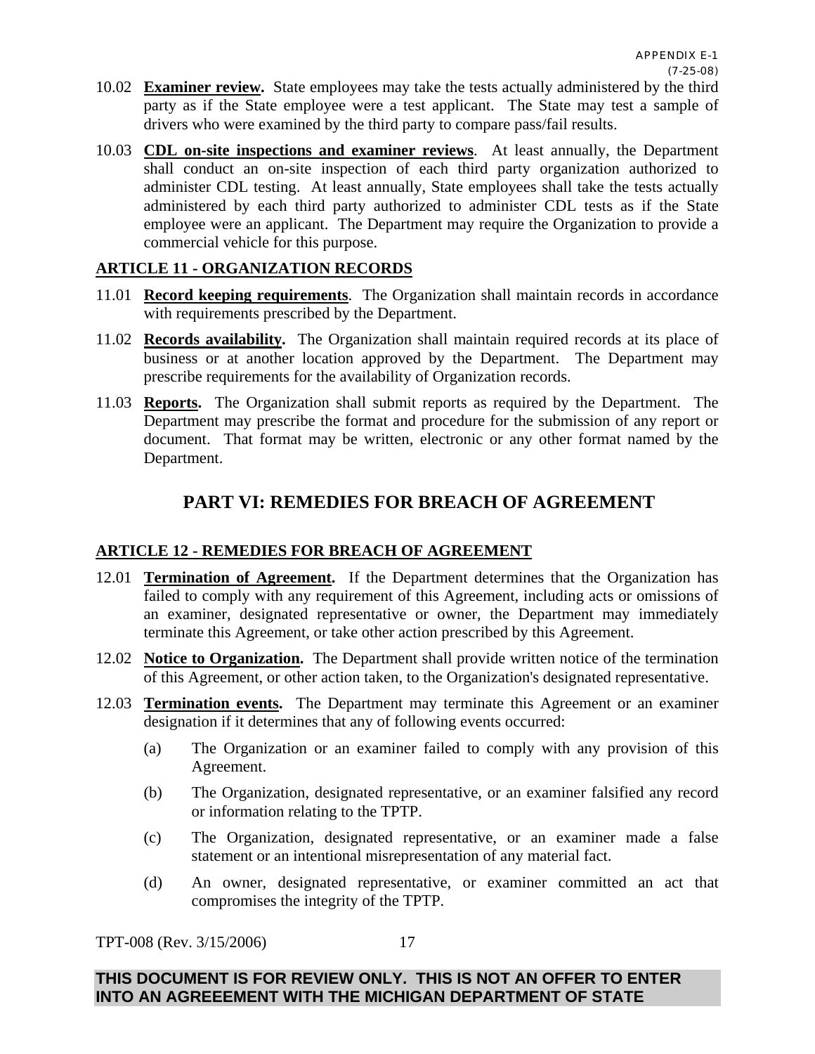10.02 **Examiner review.** State employees may take the tests actually administered by the third party as if the State employee were a test applicant. The State may test a sample of drivers who were examined by the third party to compare pass/fail results.

10.03 **CDL on-site inspections and examiner reviews**. At least annually, the Department shall conduct an on-site inspection of each third party organization authorized to administer CDL testing. At least annually, State employees shall take the tests actually administered by each third party authorized to administer CDL tests as if the State employee were an applicant. The Department may require the Organization to provide a commercial vehicle for this purpose.

## ARTICLE 11 - ORGANIZATION RECORDS

11.01 **Record keeping requirements**. The Organization shall maintain records in accordance with requirements prescribed by the Department.

11.02 **Records availability.** The Organization shall maintain required records at its place of business or at another location approved by the Department. The Department may prescribe requirements for the availability of Organization records.

11.03 **Reports.** The Organization shall submit reports as required by the Department. The Department may prescribe the format and procedure for the submission of any report or document. That format may be written, electronic or any other format named by the Department.

# PART VI: REMEDIES FOR BREACH OF AGREEMENT

## ARTICLE 12 - REMEDIES FOR BREACH OF AGREEMENT

12.01 **Termination of Agreement.** If the Department determines that the Organization has failed to comply with any requirement of this Agreement, including acts or omissions of an examiner, designated representative or owner, the Department may immediately terminate this Agreement, or take other action prescribed by this Agreement.

12.02 **Notice to Organization.** The Department shall provide written notice of the termination of this Agreement, or other action taken, to the Organization's designated representative.

12.03 **Termination events.** The Department may terminate this Agreement or an examiner designation if it determines that any of following events occurred:

(a) The Organization or an examiner failed to comply with any provision of this Agreement.

(b) The Organization, designated representative, or an examiner falsified any record or information relating to the TPTP.

(c) The Organization, designated representative, or an examiner made a false statement or an intentional misrepresentation of any material fact.

(d) An owner, designated representative, or examiner committed an act that compromises the integrity of the TPTP.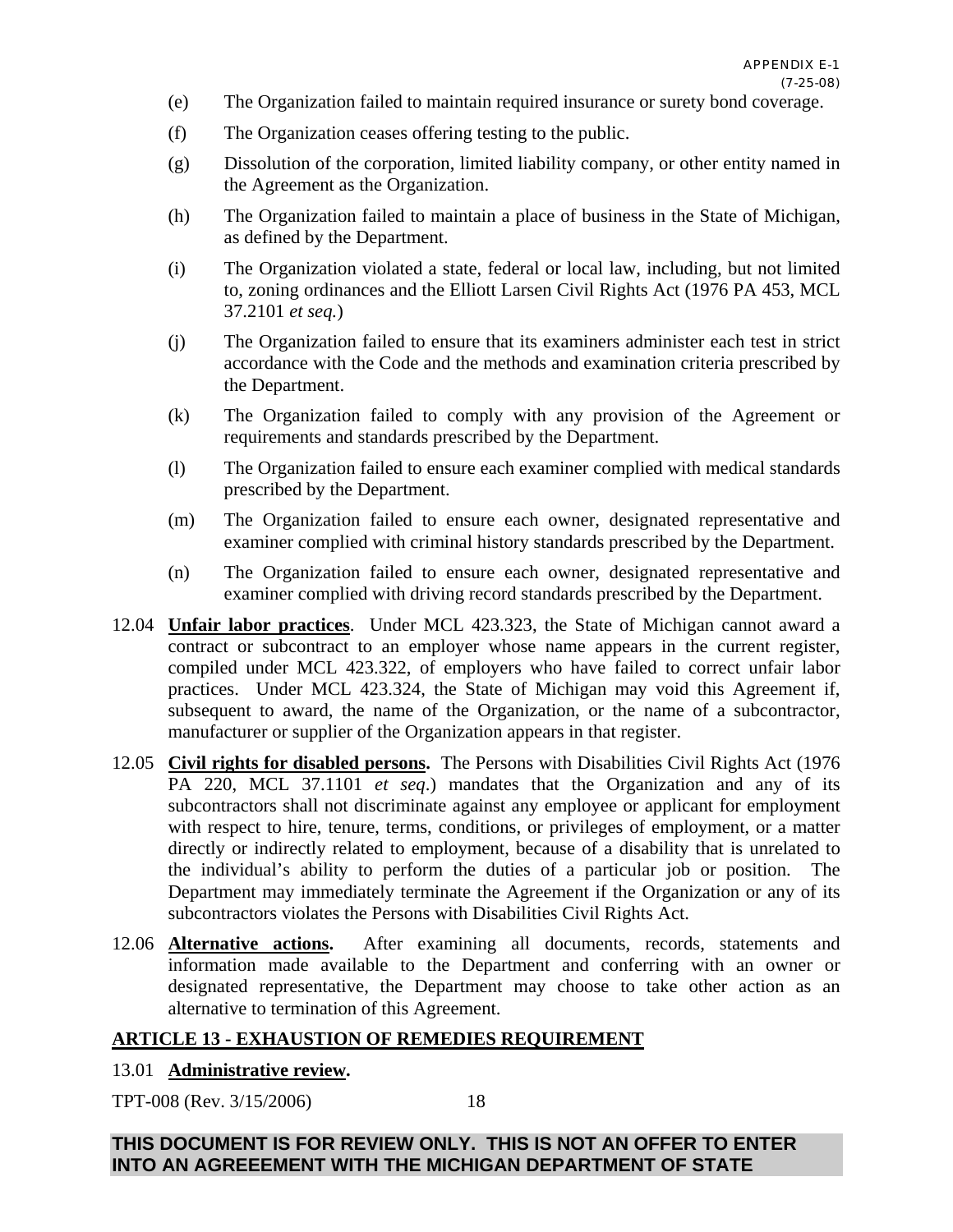(e) The Organization failed to maintain required insurance or surety bond coverage.

(f) The Organization ceases offering testing to the public.

(g) Dissolution of the corporation, limited liability company, or other entity named in the Agreement as the Organization.

(h) The Organization failed to maintain a place of business in the State of Michigan, as defined by the Department.

(i) The Organization violated a state, federal or local law, including, but not limited to, zoning ordinances and the Elliott Larsen Civil Rights Act (1976 PA 453, MCL 37.2101 *et seq.*)

(j) The Organization failed to ensure that its examiners administer each test in strict accordance with the Code and the methods and examination criteria prescribed by the Department.

(k) The Organization failed to comply with any provision of the Agreement or requirements and standards prescribed by the Department.

(l) The Organization failed to ensure each examiner complied with medical standards prescribed by the Department.

(m) The Organization failed to ensure each owner, designated representative and examiner complied with criminal history standards prescribed by the Department.

(n) The Organization failed to ensure each owner, designated representative and examiner complied with driving record standards prescribed by the Department.

12.04 **Unfair labor practices**. Under MCL 423.323, the State of Michigan cannot award a contract or subcontract to an employer whose name appears in the current register, compiled under MCL 423.322, of employers who have failed to correct unfair labor practices. Under MCL 423.324, the State of Michigan may void this Agreement if, subsequent to award, the name of the Organization, or the name of a subcontractor, manufacturer or supplier of the Organization appears in that register.

12.05 **Civil rights for disabled persons.** The Persons with Disabilities Civil Rights Act (1976 PA 220, MCL 37.1101 *et seq*.) mandates that the Organization and any of its subcontractors shall not discriminate against any employee or applicant for employment with respect to hire, tenure, terms, conditions, or privileges of employment, or a matter directly or indirectly related to employment, because of a disability that is unrelated to the individual's ability to perform the duties of a particular job or position. The Department may immediately terminate the Agreement if the Organization or any of its subcontractors violates the Persons with Disabilities Civil Rights Act.

12.06 **Alternative actions.** After examining all documents, records, statements and information made available to the Department and conferring with an owner or designated representative, the Department may choose to take other action as an alternative to termination of this Agreement.

## ARTICLE 13 - EXHAUSTION OF REMEDIES REQUIREMENT

13.01 **Administrative review.**

**THIS DOCUMENT IS FOR REVIEW ONLY. THIS IS NOT AN OFFER TO ENTER INTO AN AGREEEMENT WITH THE MICHIGAN DEPARTMENT OF STATE**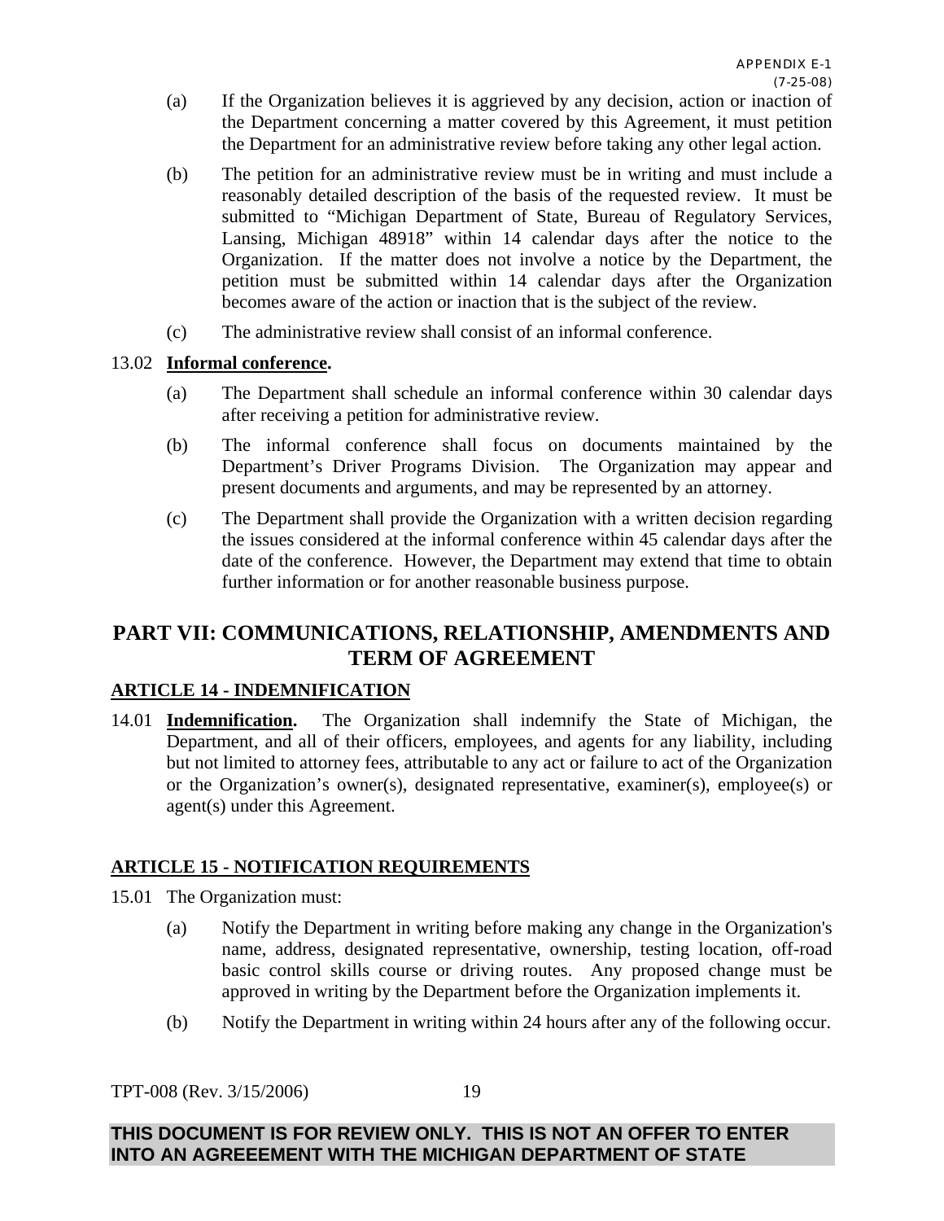(a) If the Organization believes it is aggrieved by any decision, action or inaction of the Department concerning a matter covered by this Agreement, it must petition the Department for an administrative review before taking any other legal action.

(b) The petition for an administrative review must be in writing and must include a reasonably detailed description of the basis of the requested review. It must be submitted to "Michigan Department of State, Bureau of Regulatory Services, Lansing, Michigan 48918" within 14 calendar days after the notice to the Organization. If the matter does not involve a notice by the Department, the petition must be submitted within 14 calendar days after the Organization becomes aware of the action or inaction that is the subject of the review.

(c) The administrative review shall consist of an informal conference.

13.02 **Informal conference.**

(a) The Department shall schedule an informal conference within 30 calendar days after receiving a petition for administrative review.

(b) The informal conference shall focus on documents maintained by the Department's Driver Programs Division. The Organization may appear and present documents and arguments, and may be represented by an attorney.

(c) The Department shall provide the Organization with a written decision regarding the issues considered at the informal conference within 45 calendar days after the date of the conference. However, the Department may extend that time to obtain further information or for another reasonable business purpose.

# PART VII: COMMUNICATIONS, RELATIONSHIP, AMENDMENTS AND TERM OF AGREEMENT

## ARTICLE 14 - INDEMNIFICATION

14.01 **Indemnification.** The Organization shall indemnify the State of Michigan, the Department, and all of their officers, employees, and agents for any liability, including but not limited to attorney fees, attributable to any act or failure to act of the Organization or the Organization's owner(s), designated representative, examiner(s), employee(s) or agent(s) under this Agreement.

## ARTICLE 15 - NOTIFICATION REQUIREMENTS

15.01 The Organization must:

(a) Notify the Department in writing before making any change in the Organization's name, address, designated representative, ownership, testing location, off-road basic control skills course or driving routes. Any proposed change must be approved in writing by the Department before the Organization implements it.

(b) Notify the Department in writing within 24 hours after any of the following occur.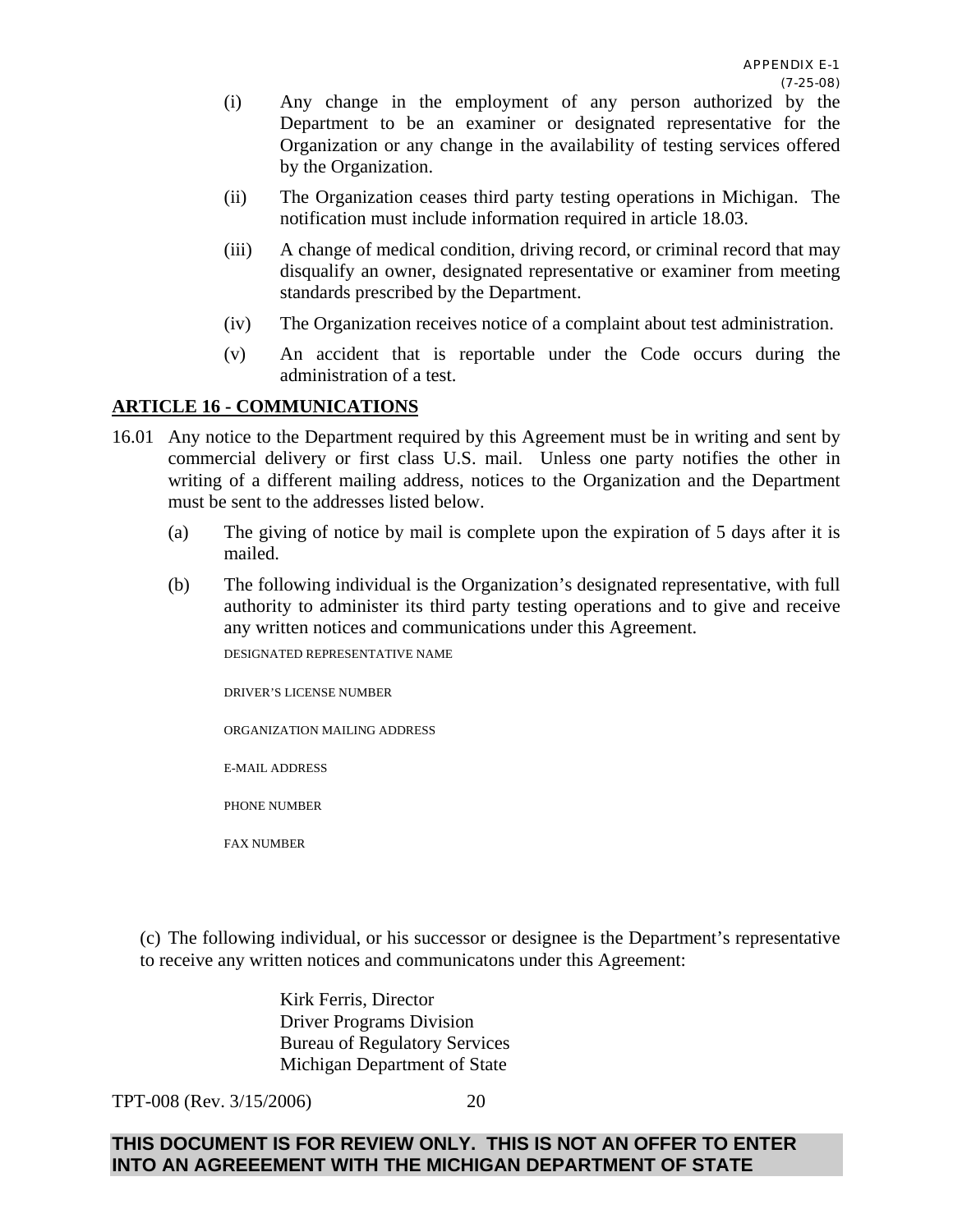(i) Any change in the employment of any person authorized by the Department to be an examiner or designated representative for the Organization or any change in the availability of testing services offered by the Organization.

(ii) The Organization ceases third party testing operations in Michigan. The notification must include information required in article 18.03.

(iii) A change of medical condition, driving record, or criminal record that may disqualify an owner, designated representative or examiner from meeting standards prescribed by the Department.

(iv) The Organization receives notice of a complaint about test administration.

(v) An accident that is reportable under the Code occurs during the administration of a test.

## ARTICLE 16 - COMMUNICATIONS

16.01 Any notice to the Department required by this Agreement must be in writing and sent by commercial delivery or first class U.S. mail. Unless one party notifies the other in writing of a different mailing address, notices to the Organization and the Department must be sent to the addresses listed below.

(a) The giving of notice by mail is complete upon the expiration of 5 days after it is mailed.

(b) The following individual is the Organization's designated representative, with full authority to administer its third party testing operations and to give and receive any written notices and communications under this Agreement.

DESIGNATED REPRESENTATIVE NAME

DRIVER'S LICENSE NUMBER

ORGANIZATION MAILING ADDRESS

E-MAIL ADDRESS

PHONE NUMBER

FAX NUMBER

(c) The following individual, or his successor or designee is the Department's representative to receive any written notices and communicatons under this Agreement:

Kirk Ferris, Director
Driver Programs Division
Bureau of Regulatory Services
Michigan Department of State

TPT-008 (Rev. 3/15/2006)

**THIS DOCUMENT IS FOR REVIEW ONLY. THIS IS NOT AN OFFER TO ENTER INTO AN AGREEEMENT WITH THE MICHIGAN DEPARTMENT OF STATE**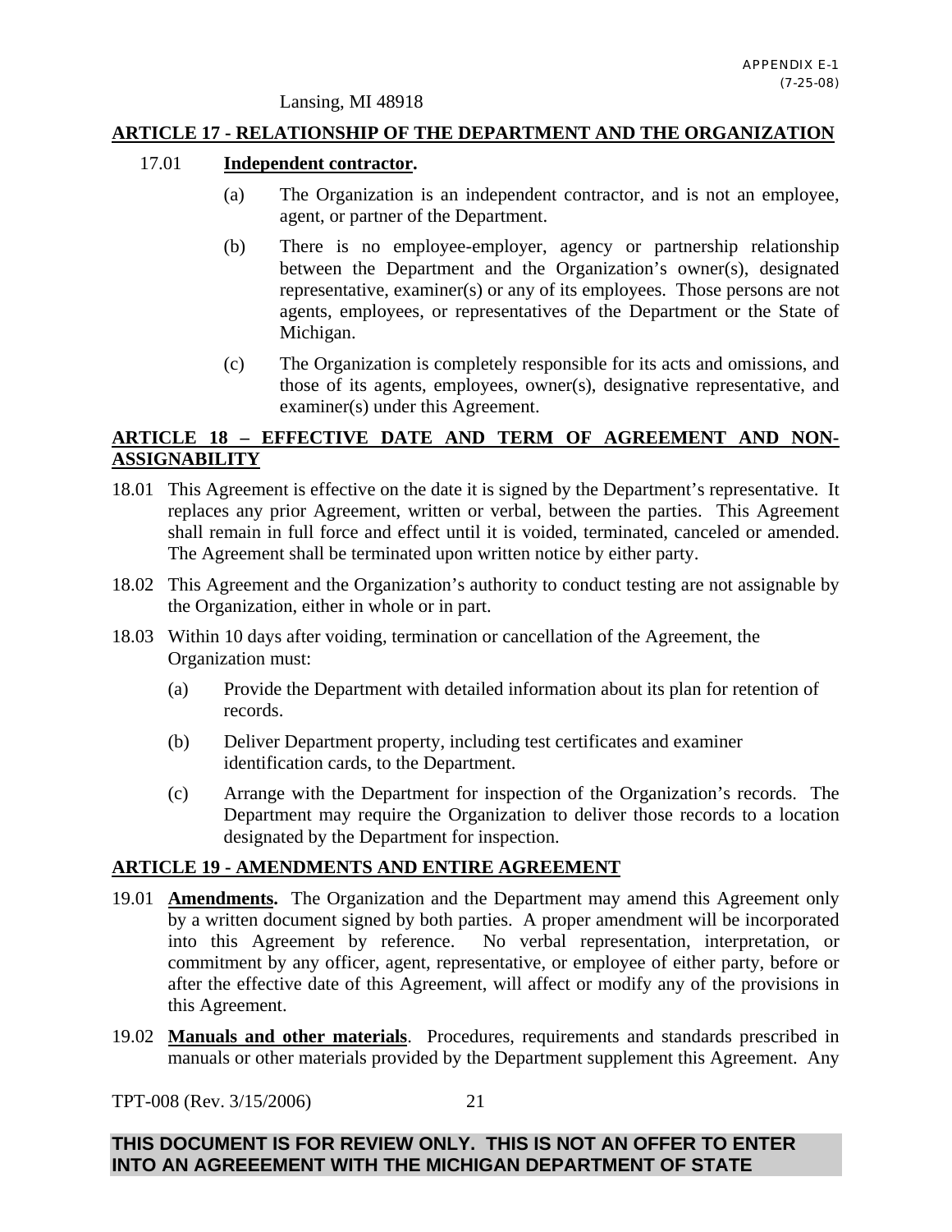Lansing, MI 48918

## ARTICLE 17 - RELATIONSHIP OF THE DEPARTMENT AND THE ORGANIZATION

17.01 **Independent contractor.**

(a) The Organization is an independent contractor, and is not an employee, agent, or partner of the Department.

(b) There is no employee-employer, agency or partnership relationship between the Department and the Organization's owner(s), designated representative, examiner(s) or any of its employees. Those persons are not agents, employees, or representatives of the Department or the State of Michigan.

(c) The Organization is completely responsible for its acts and omissions, and those of its agents, employees, owner(s), designative representative, and examiner(s) under this Agreement.

## ARTICLE 18 – EFFECTIVE DATE AND TERM OF AGREEMENT AND NON-ASSIGNABILITY

18.01 This Agreement is effective on the date it is signed by the Department's representative. It replaces any prior Agreement, written or verbal, between the parties. This Agreement shall remain in full force and effect until it is voided, terminated, canceled or amended. The Agreement shall be terminated upon written notice by either party.

18.02 This Agreement and the Organization's authority to conduct testing are not assignable by the Organization, either in whole or in part.

18.03 Within 10 days after voiding, termination or cancellation of the Agreement, the Organization must:

(a) Provide the Department with detailed information about its plan for retention of records.

(b) Deliver Department property, including test certificates and examiner identification cards, to the Department.

(c) Arrange with the Department for inspection of the Organization's records. The Department may require the Organization to deliver those records to a location designated by the Department for inspection.

## ARTICLE 19 - AMENDMENTS AND ENTIRE AGREEMENT

19.01 **Amendments.** The Organization and the Department may amend this Agreement only by a written document signed by both parties. A proper amendment will be incorporated into this Agreement by reference. No verbal representation, interpretation, or commitment by any officer, agent, representative, or employee of either party, before or after the effective date of this Agreement, will affect or modify any of the provisions in this Agreement.

19.02 **Manuals and other materials**. Procedures, requirements and standards prescribed in manuals or other materials provided by the Department supplement this Agreement. Any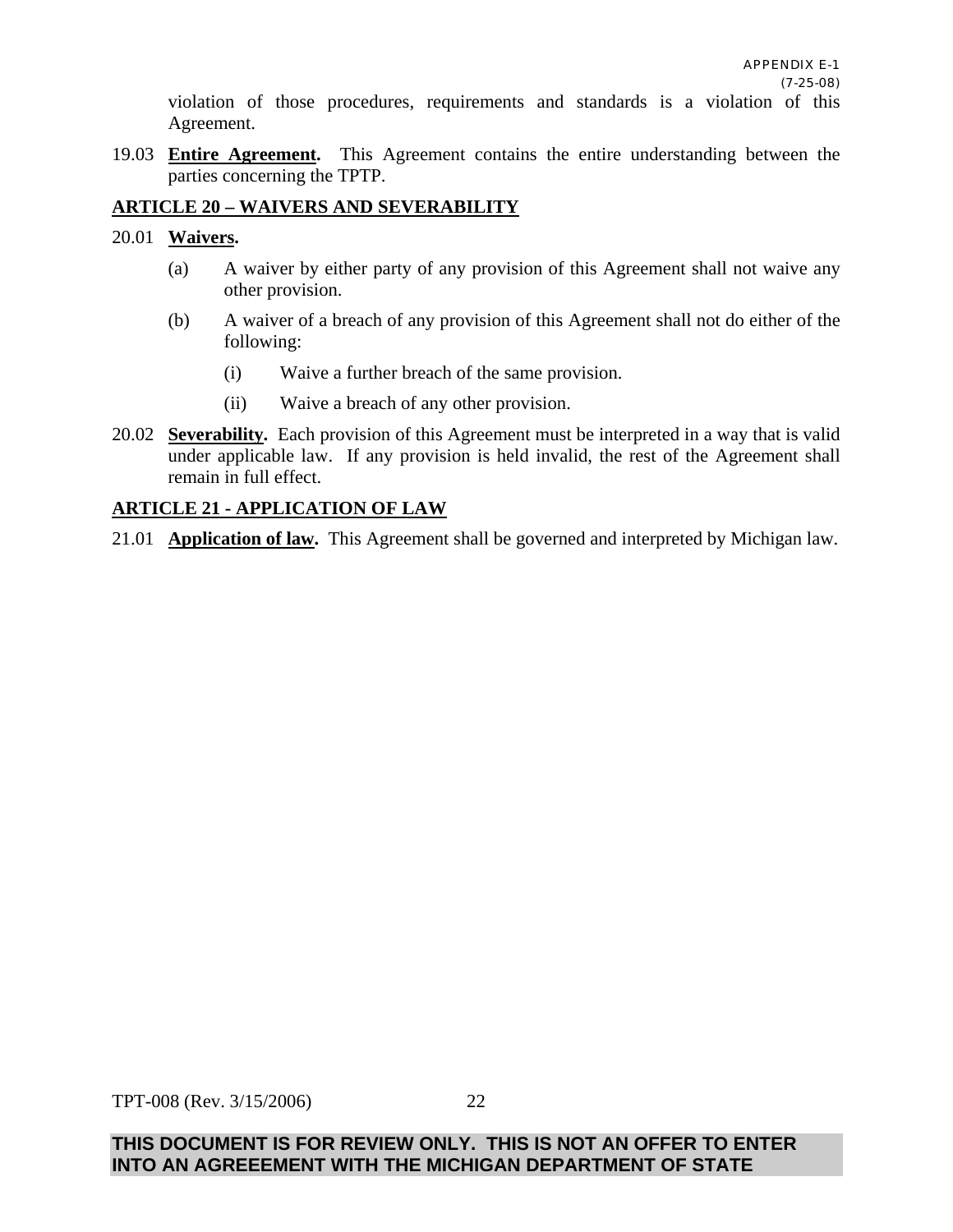violation of those procedures, requirements and standards is a violation of this Agreement.

19.03 **Entire Agreement.** This Agreement contains the entire understanding between the parties concerning the TPTP.

## ARTICLE 20 – WAIVERS AND SEVERABILITY

20.01 **Waivers.**

(a) A waiver by either party of any provision of this Agreement shall not waive any other provision.

(b) A waiver of a breach of any provision of this Agreement shall not do either of the following:

(i) Waive a further breach of the same provision.

(ii) Waive a breach of any other provision.

20.02 **Severability.** Each provision of this Agreement must be interpreted in a way that is valid under applicable law. If any provision is held invalid, the rest of the Agreement shall remain in full effect.

## ARTICLE 21 - APPLICATION OF LAW

21.01 **Application of law.** This Agreement shall be governed and interpreted by Michigan law.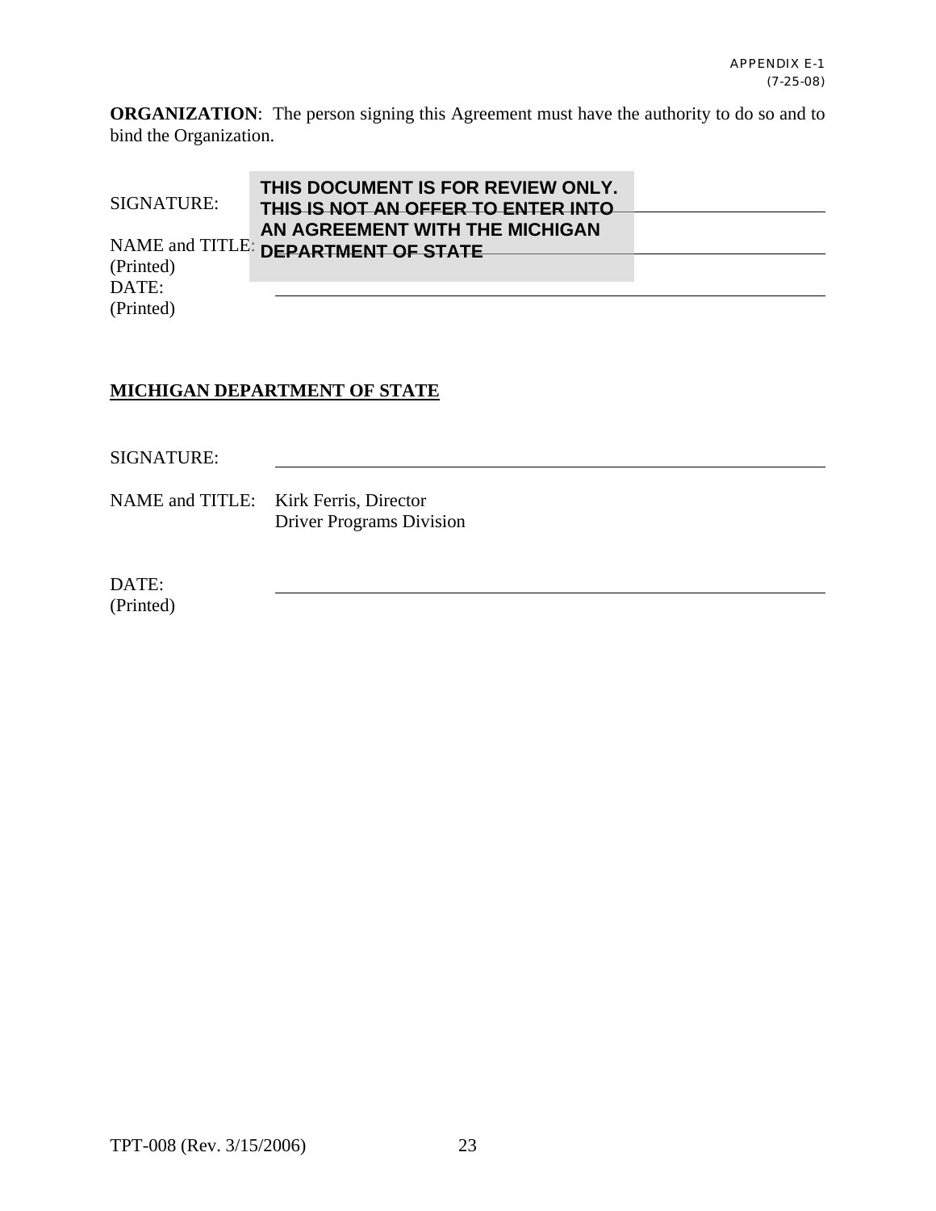APPENDIX E-1
(7-25-08)

**ORGANIZATION**: The person signing this Agreement must have the authority to do so and to bind the Organization.

**THIS DOCUMENT IS FOR REVIEW ONLY. THIS IS NOT AN OFFER TO ENTER INTO AN AGREEMENT WITH THE MICHIGAN DEPARTMENT OF STATE**

SIGNATURE: ______________________________

NAME and TITLE: ______________________________
(Printed)

DATE: ______________________________
(Printed)

**MICHIGAN DEPARTMENT OF STATE**

SIGNATURE: ______________________________

NAME and TITLE: Kirk Ferris, Director
Driver Programs Division

DATE: ______________________________
(Printed)

TPT-008 (Rev. 3/15/2006)